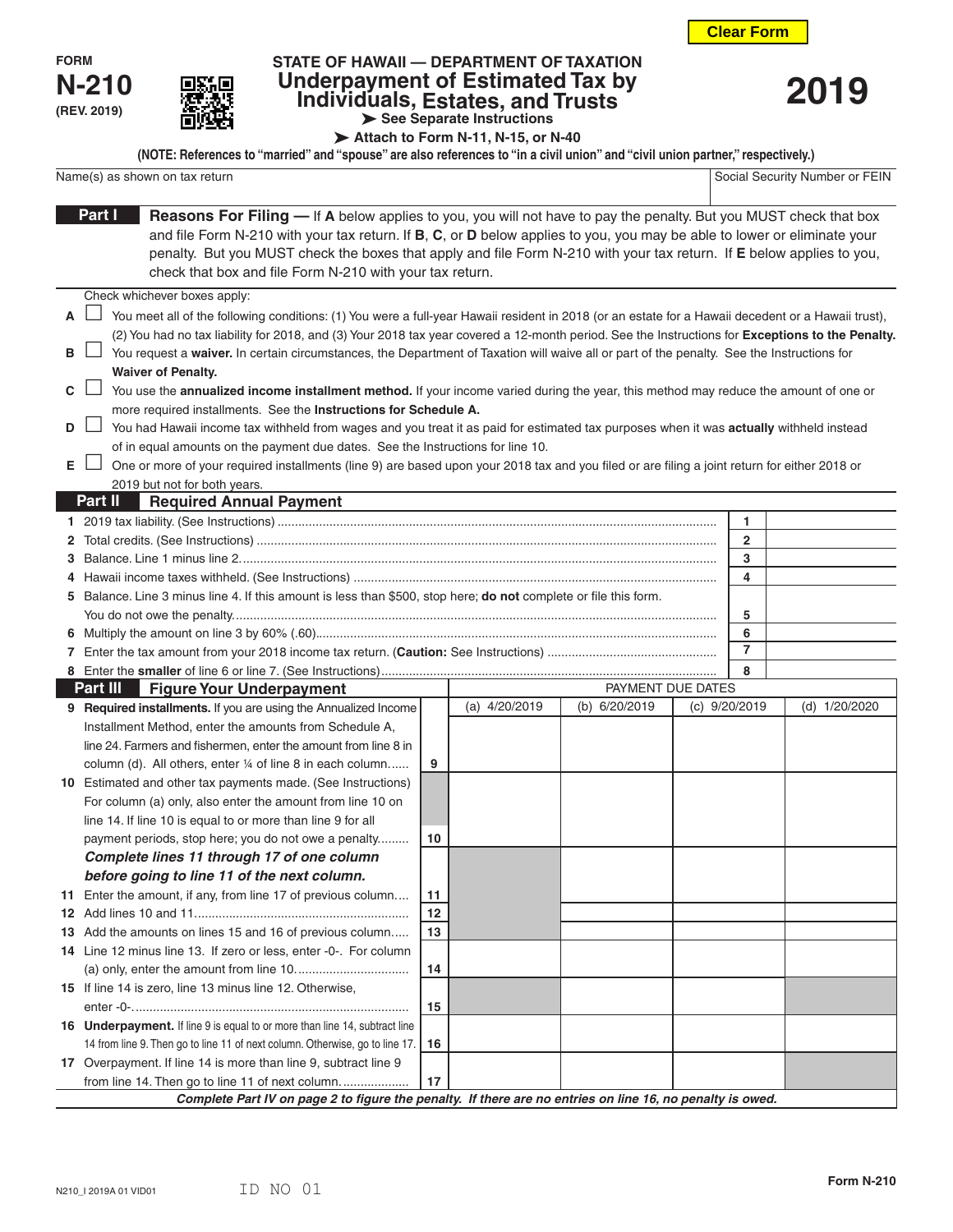FORM **N-210** (REV. 2019)

STATE OF HAWAII — DEPARTMENT OF TAXATION

# Underpayment of Estimated Tax by Individuals, Estates, and Trusts

# 2019

➤ See Separate Instructions
➤ Attach to Form N-11, N-15, or N-40

**(NOTE: References to "married" and "spouse" are also references to "in a civil union" and "civil union partner," respectively.)**

| Name(s) as shown on tax return | Social Security Number or FEIN |
|---|---|
| | |

## Part I Reasons For Filing

**Reasons For Filing —** If **A** below applies to you, you will not have to pay the penalty. But you MUST check that box and file Form N-210 with your tax return. If **B**, **C**, or **D** below applies to you, you may be able to lower or eliminate your penalty. But you MUST check the boxes that apply and file Form N-210 with your tax return. If **E** below applies to you, check that box and file Form N-210 with your tax return.

Check whichever boxes apply:

- **A** ☐ You meet all of the following conditions: (1) You were a full-year Hawaii resident in 2018 (or an estate for a Hawaii decedent or a Hawaii trust), (2) You had no tax liability for 2018, and (3) Your 2018 tax year covered a 12-month period. See the Instructions for **Exceptions to the Penalty.**
- **B** ☐ You request a **waiver.** In certain circumstances, the Department of Taxation will waive all or part of the penalty. See the Instructions for **Waiver of Penalty.**
- **C** ☐ You use the **annualized income installment method.** If your income varied during the year, this method may reduce the amount of one or more required installments. See the **Instructions for Schedule A.**
- **D** ☐ You had Hawaii income tax withheld from wages and you treat it as paid for estimated tax purposes when it was **actually** withheld instead of in equal amounts on the payment due dates. See the Instructions for line 10.
- **E** ☐ One or more of your required installments (line 9) are based upon your 2018 tax and you filed or are filing a joint return for either 2018 or 2019 but not for both years.

## Part II Required Annual Payment

| | | | |
|---|---|---|---|
| 1 | 2019 tax liability. (See Instructions) | 1 | |
| 2 | Total credits. (See Instructions) | 2 | |
| 3 | Balance. Line 1 minus line 2. | 3 | |
| 4 | Hawaii income taxes withheld. (See Instructions) | 4 | |
| 5 | Balance. Line 3 minus line 4. If this amount is less than $500, stop here; **do not** complete or file this form. You do not owe the penalty. | 5 | |
| 6 | Multiply the amount on line 3 by 60% (.60) | 6 | |
| 7 | Enter the tax amount from your 2018 income tax return. (**Caution:** See Instructions) | 7 | |
| 8 | Enter the **smaller** of line 6 or line 7. (See Instructions) | 8 | |

## Part III Figure Your Underpayment

| | | | PAYMENT DUE DATES | | | |
|---|---|---|---|---|---|---|
| | | | (a) 4/20/2019 | (b) 6/20/2019 | (c) 9/20/2019 | (d) 1/20/2020 |
| 9 | **Required installments.** If you are using the Annualized Income Installment Method, enter the amounts from Schedule A, line 24. Farmers and fishermen, enter the amount from line 8 in column (d). All others, enter ¼ of line 8 in each column | 9 | | | | |
| 10 | Estimated and other tax payments made. (See Instructions) For column (a) only, also enter the amount from line 10 on line 14. If line 10 is equal to or more than line 9 for all payment periods, stop here; you do not owe a penalty | 10 | | | | |
| | ***Complete lines 11 through 17 of one column before going to line 11 of the next column.*** | | | | | |
| 11 | Enter the amount, if any, from line 17 of previous column | 11 | | | | |
| 12 | Add lines 10 and 11 | 12 | | | | |
| 13 | Add the amounts on lines 15 and 16 of previous column | 13 | | | | |
| 14 | Line 12 minus line 13. If zero or less, enter -0-. For column (a) only, enter the amount from line 10 | 14 | | | | |
| 15 | If line 14 is zero, line 13 minus line 12. Otherwise, enter -0- | 15 | | | | |
| 16 | **Underpayment.** If line 9 is equal to or more than line 14, subtract line 14 from line 9. Then go to line 11 of next column. Otherwise, go to line 17. | 16 | | | | |
| 17 | Overpayment. If line 14 is more than line 9, subtract line 9 from line 14. Then go to line 11 of next column. | 17 | | | | |

***Complete Part IV on page 2 to figure the penalty. If there are no entries on line 16, no penalty is owed.***

N210_I 2019A 01 VID01 ID NO 01 Form N-210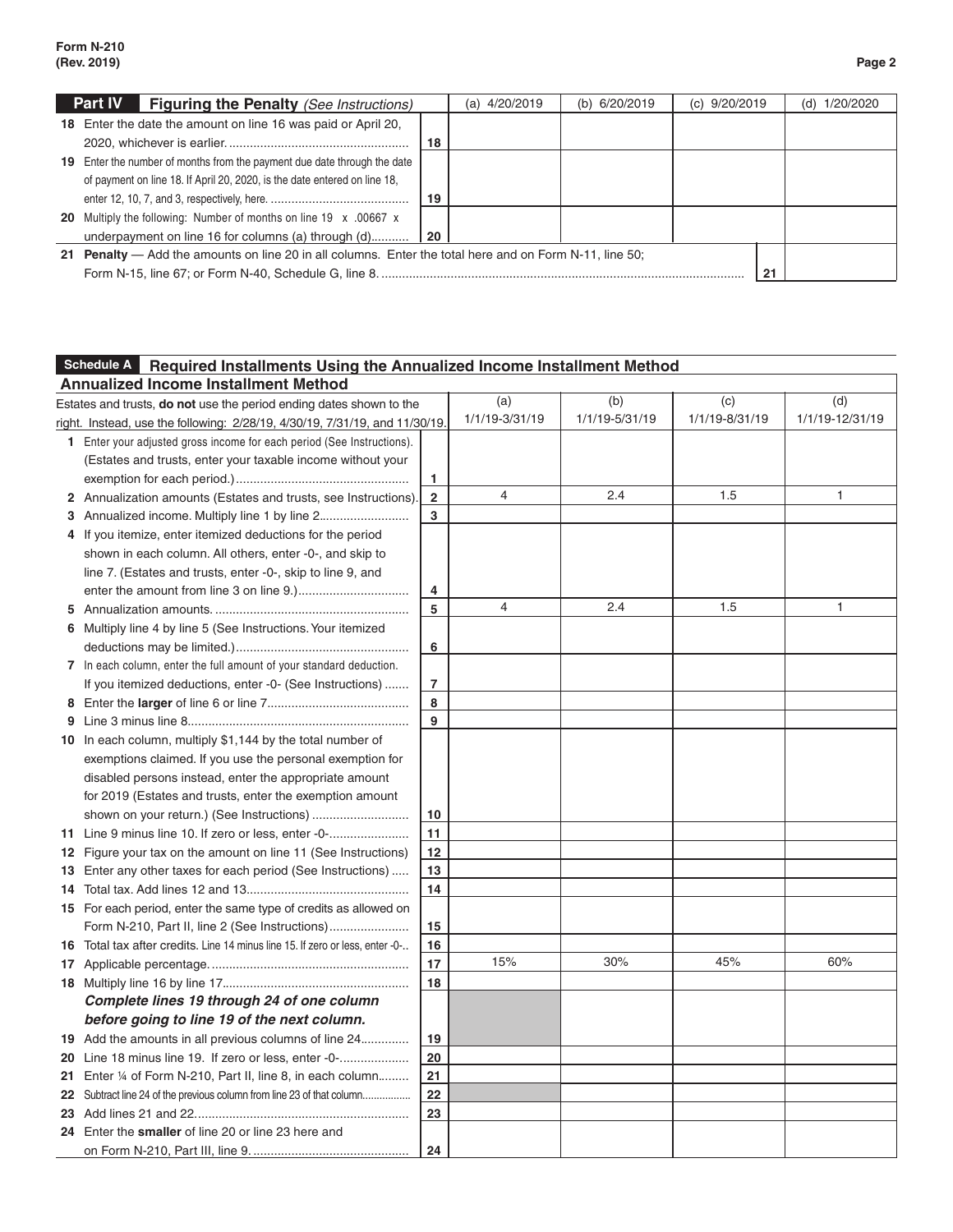Form N-210
(Rev. 2019)

| Part IV Figuring the Penalty *(See Instructions)* | | (a) 4/20/2019 | (b) 6/20/2019 | (c) 9/20/2019 | (d) 1/20/2020 |
|---|---|---|---|---|---|
| 18 Enter the date the amount on line 16 was paid or April 20, 2020, whichever is earlier. | 18 | | | | |
| 19 Enter the number of months from the payment due date through the date of payment on line 18. If April 20, 2020, is the date entered on line 18, enter 12, 10, 7, and 3, respectively, here. | 19 | | | | |
| 20 Multiply the following: Number of months on line 19 x .00667 x underpayment on line 16 for columns (a) through (d) | 20 | | | | |
| 21 **Penalty** — Add the amounts on line 20 in all columns. Enter the total here and on Form N-11, line 50; Form N-15, line 67; or Form N-40, Schedule G, line 8. | | | | 21 | |

## Schedule A Required Installments Using the Annualized Income Installment Method

### Annualized Income Installment Method

| Estates and trusts, **do not** use the period ending dates shown to the right. Instead, use the following: 2/28/19, 4/30/19, 7/31/19, and 11/30/19. | | (a) 1/1/19-3/31/19 | (b) 1/1/19-5/31/19 | (c) 1/1/19-8/31/19 | (d) 1/1/19-12/31/19 |
|---|---|---|---|---|---|
| 1 Enter your adjusted gross income for each period (See Instructions). (Estates and trusts, enter your taxable income without your exemption for each period.) | 1 | | | | |
| 2 Annualization amounts (Estates and trusts, see Instructions). | 2 | 4 | 2.4 | 1.5 | 1 |
| 3 Annualized income. Multiply line 1 by line 2 | 3 | | | | |
| 4 If you itemize, enter itemized deductions for the period shown in each column. All others, enter -0-, and skip to line 7. (Estates and trusts, enter -0-, skip to line 9, and enter the amount from line 3 on line 9.) | 4 | | | | |
| 5 Annualization amounts. | 5 | 4 | 2.4 | 1.5 | 1 |
| 6 Multiply line 4 by line 5 (See Instructions. Your itemized deductions may be limited.) | 6 | | | | |
| 7 In each column, enter the full amount of your standard deduction. If you itemized deductions, enter -0- (See Instructions) | 7 | | | | |
| 8 Enter the **larger** of line 6 or line 7 | 8 | | | | |
| 9 Line 3 minus line 8 | 9 | | | | |
| 10 In each column, multiply $1,144 by the total number of exemptions claimed. If you use the personal exemption for disabled persons instead, enter the appropriate amount for 2019 (Estates and trusts, enter the exemption amount shown on your return.) (See Instructions) | 10 | | | | |
| 11 Line 9 minus line 10. If zero or less, enter -0- | 11 | | | | |
| 12 Figure your tax on the amount on line 11 (See Instructions) | 12 | | | | |
| 13 Enter any other taxes for each period (See Instructions) | 13 | | | | |
| 14 Total tax. Add lines 12 and 13 | 14 | | | | |
| 15 For each period, enter the same type of credits as allowed on Form N-210, Part II, line 2 (See Instructions) | 15 | | | | |
| 16 Total tax after credits. Line 14 minus line 15. If zero or less, enter -0- | 16 | | | | |
| 17 Applicable percentage. | 17 | 15% | 30% | 45% | 60% |
| 18 Multiply line 16 by line 17 | 18 | | | | |
| ***Complete lines 19 through 24 of one column before going to line 19 of the next column.*** | | | | | |
| 19 Add the amounts in all previous columns of line 24 | 19 | | | | |
| 20 Line 18 minus line 19. If zero or less, enter -0- | 20 | | | | |
| 21 Enter ¼ of Form N-210, Part II, line 8, in each column | 21 | | | | |
| 22 Subtract line 24 of the previous column from line 23 of that column | 22 | | | | |
| 23 Add lines 21 and 22 | 23 | | | | |
| 24 Enter the **smaller** of line 20 or line 23 here and on Form N-210, Part III, line 9. | 24 | | | | |